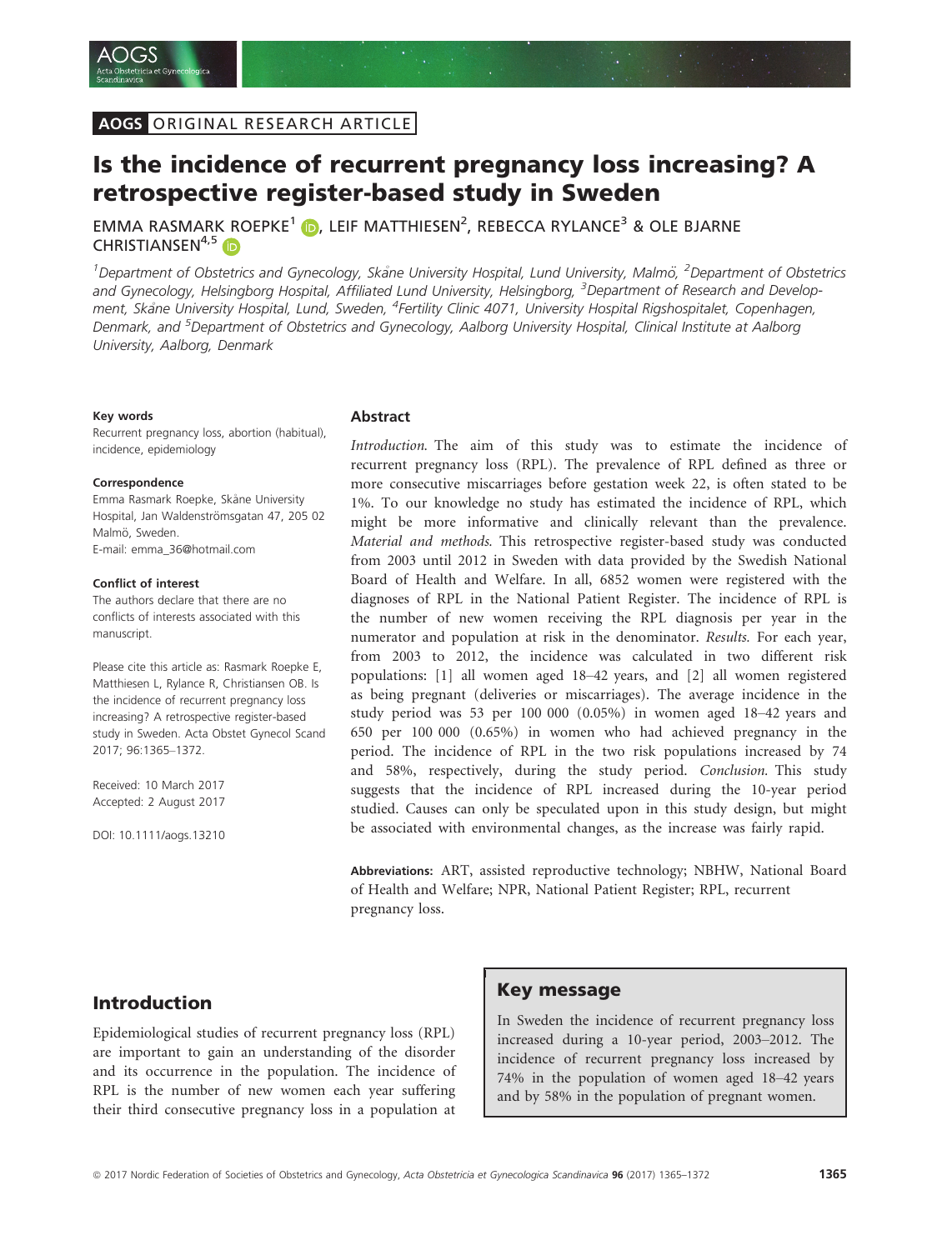AOGS ORIGINAL RESEARCH ARTICLE

# Is the incidence of recurrent pregnancy loss increasing? A retrospective register-based study in Sweden

EMMA RASMARK ROEPKE[1], LEIF MATTHIESEN[2], REBECCA RYLANCE[3] & OLE BJARNE CHRISTIANSEN[4,5]

[1]Department of Obstetrics and Gynecology, Skåne University Hospital, Lund University, Malmö, [2]Department of Obstetrics and Gynecology, Helsingborg Hospital, Affiliated Lund University, Helsingborg, [3]Department of Research and Development, Skåne University Hospital, Lund, Sweden, [4]Fertility Clinic 4071, University Hospital Rigshospitalet, Copenhagen, Denmark, and [5]Department of Obstetrics and Gynecology, Aalborg University Hospital, Clinical Institute at Aalborg University, Aalborg, Denmark

#### Key words

Recurrent pregnancy loss, abortion (habitual), incidence, epidemiology

#### Correspondence

Emma Rasmark Roepke, Skåne University Hospital, Jan Waldenströmsgatan 47, 205 02 Malmö, Sweden.
E-mail: emma_36@hotmail.com

#### Conflict of interest

The authors declare that there are no conflicts of interests associated with this manuscript.

Please cite this article as: Rasmark Roepke E, Matthiesen L, Rylance R, Christiansen OB. Is the incidence of recurrent pregnancy loss increasing? A retrospective register-based study in Sweden. Acta Obstet Gynecol Scand 2017; 96:1365–1372.

Received: 10 March 2017
Accepted: 2 August 2017

DOI: 10.1111/aogs.13210

## Abstract

*Introduction.* The aim of this study was to estimate the incidence of recurrent pregnancy loss (RPL). The prevalence of RPL defined as three or more consecutive miscarriages before gestation week 22, is often stated to be 1%. To our knowledge no study has estimated the incidence of RPL, which might be more informative and clinically relevant than the prevalence. *Material and methods.* This retrospective register-based study was conducted from 2003 until 2012 in Sweden with data provided by the Swedish National Board of Health and Welfare. In all, 6852 women were registered with the diagnoses of RPL in the National Patient Register. The incidence of RPL is the number of new women receiving the RPL diagnosis per year in the numerator and population at risk in the denominator. *Results.* For each year, from 2003 to 2012, the incidence was calculated in two different risk populations: [1] all women aged 18–42 years, and [2] all women registered as being pregnant (deliveries or miscarriages). The average incidence in the study period was 53 per 100 000 (0.05%) in women aged 18–42 years and 650 per 100 000 (0.65%) in women who had achieved pregnancy in the period. The incidence of RPL in the two risk populations increased by 74 and 58%, respectively, during the study period. *Conclusion.* This study suggests that the incidence of RPL increased during the 10-year period studied. Causes can only be speculated upon in this study design, but might be associated with environmental changes, as the increase was fairly rapid.

**Abbreviations:** ART, assisted reproductive technology; NBHW, National Board of Health and Welfare; NPR, National Patient Register; RPL, recurrent pregnancy loss.

## Key message

In Sweden the incidence of recurrent pregnancy loss increased during a 10-year period, 2003–2012. The incidence of recurrent pregnancy loss increased by 74% in the population of women aged 18–42 years and by 58% in the population of pregnant women.

## Introduction

Epidemiological studies of recurrent pregnancy loss (RPL) are important to gain an understanding of the disorder and its occurrence in the population. The incidence of RPL is the number of new women each year suffering their third consecutive pregnancy loss in a population at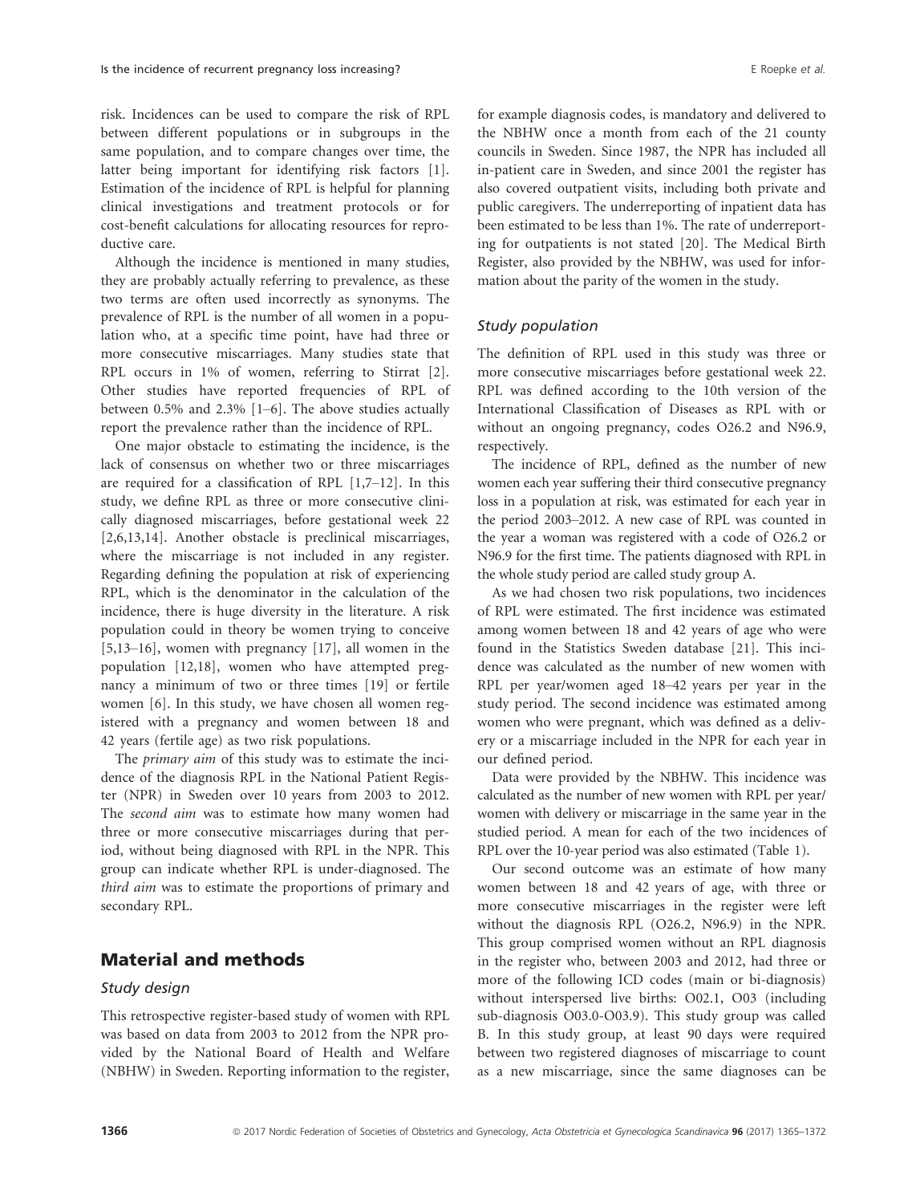risk. Incidences can be used to compare the risk of RPL between different populations or in subgroups in the same population, and to compare changes over time, the latter being important for identifying risk factors [1]. Estimation of the incidence of RPL is helpful for planning clinical investigations and treatment protocols or for cost-benefit calculations for allocating resources for reproductive care.

Although the incidence is mentioned in many studies, they are probably actually referring to prevalence, as these two terms are often used incorrectly as synonyms. The prevalence of RPL is the number of all women in a population who, at a specific time point, have had three or more consecutive miscarriages. Many studies state that RPL occurs in 1% of women, referring to Stirrat [2]. Other studies have reported frequencies of RPL of between 0.5% and 2.3% [1–6]. The above studies actually report the prevalence rather than the incidence of RPL.

One major obstacle to estimating the incidence, is the lack of consensus on whether two or three miscarriages are required for a classification of RPL [1,7–12]. In this study, we define RPL as three or more consecutive clinically diagnosed miscarriages, before gestational week 22 [2,6,13,14]. Another obstacle is preclinical miscarriages, where the miscarriage is not included in any register. Regarding defining the population at risk of experiencing RPL, which is the denominator in the calculation of the incidence, there is huge diversity in the literature. A risk population could in theory be women trying to conceive [5,13–16], women with pregnancy [17], all women in the population [12,18], women who have attempted pregnancy a minimum of two or three times [19] or fertile women [6]. In this study, we have chosen all women registered with a pregnancy and women between 18 and 42 years (fertile age) as two risk populations.

The *primary aim* of this study was to estimate the incidence of the diagnosis RPL in the National Patient Register (NPR) in Sweden over 10 years from 2003 to 2012. The *second aim* was to estimate how many women had three or more consecutive miscarriages during that period, without being diagnosed with RPL in the NPR. This group can indicate whether RPL is under-diagnosed. The *third aim* was to estimate the proportions of primary and secondary RPL.

## Material and methods

### Study design

This retrospective register-based study of women with RPL was based on data from 2003 to 2012 from the NPR provided by the National Board of Health and Welfare (NBHW) in Sweden. Reporting information to the register, for example diagnosis codes, is mandatory and delivered to the NBHW once a month from each of the 21 county councils in Sweden. Since 1987, the NPR has included all in-patient care in Sweden, and since 2001 the register has also covered outpatient visits, including both private and public caregivers. The underreporting of inpatient data has been estimated to be less than 1%. The rate of underreporting for outpatients is not stated [20]. The Medical Birth Register, also provided by the NBHW, was used for information about the parity of the women in the study.

### Study population

The definition of RPL used in this study was three or more consecutive miscarriages before gestational week 22. RPL was defined according to the 10th version of the International Classification of Diseases as RPL with or without an ongoing pregnancy, codes O26.2 and N96.9, respectively.

The incidence of RPL, defined as the number of new women each year suffering their third consecutive pregnancy loss in a population at risk, was estimated for each year in the period 2003–2012. A new case of RPL was counted in the year a woman was registered with a code of O26.2 or N96.9 for the first time. The patients diagnosed with RPL in the whole study period are called study group A.

As we had chosen two risk populations, two incidences of RPL were estimated. The first incidence was estimated among women between 18 and 42 years of age who were found in the Statistics Sweden database [21]. This incidence was calculated as the number of new women with RPL per year/women aged 18–42 years per year in the study period. The second incidence was estimated among women who were pregnant, which was defined as a delivery or a miscarriage included in the NPR for each year in our defined period.

Data were provided by the NBHW. This incidence was calculated as the number of new women with RPL per year/women with delivery or miscarriage in the same year in the studied period. A mean for each of the two incidences of RPL over the 10-year period was also estimated (Table 1).

Our second outcome was an estimate of how many women between 18 and 42 years of age, with three or more consecutive miscarriages in the register were left without the diagnosis RPL (O26.2, N96.9) in the NPR. This group comprised women without an RPL diagnosis in the register who, between 2003 and 2012, had three or more of the following ICD codes (main or bi-diagnosis) without interspersed live births: O02.1, O03 (including sub-diagnosis O03.0-O03.9). This study group was called B. In this study group, at least 90 days were required between two registered diagnoses of miscarriage to count as a new miscarriage, since the same diagnoses can be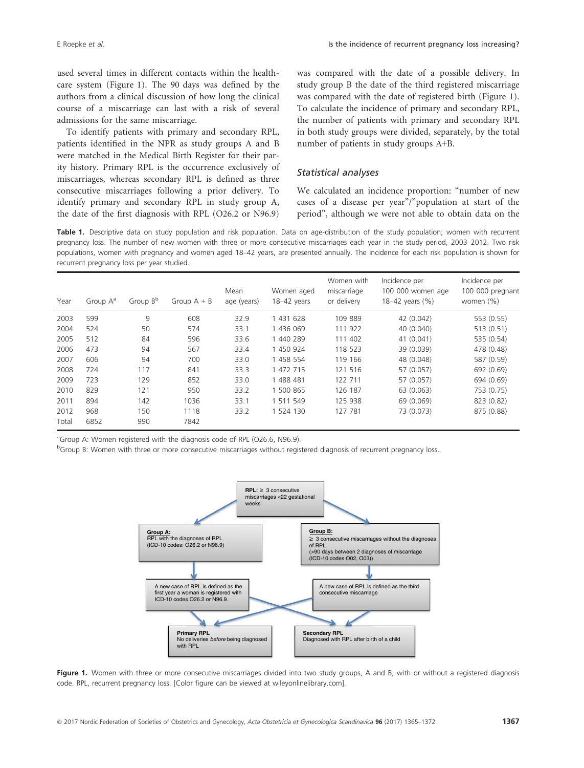used several times in different contacts within the health-care system (Figure 1). The 90 days was defined by the authors from a clinical discussion of how long the clinical course of a miscarriage can last with a risk of several admissions for the same miscarriage.

To identify patients with primary and secondary RPL, patients identified in the NPR as study groups A and B were matched in the Medical Birth Register for their parity history. Primary RPL is the occurrence exclusively of miscarriages, whereas secondary RPL is defined as three consecutive miscarriages following a prior delivery. To identify primary and secondary RPL in study group A, the date of the first diagnosis with RPL (O26.2 or N96.9) was compared with the date of a possible delivery. In study group B the date of the third registered miscarriage was compared with the date of registered birth (Figure 1). To calculate the incidence of primary and secondary RPL, the number of patients with primary and secondary RPL in both study groups were divided, separately, by the total number of patients in study groups A+B.

### Statistical analyses

We calculated an incidence proportion: "number of new cases of a disease per year"/"population at start of the period", although we were not able to obtain data on the

**Table 1.** Descriptive data on study population and risk population. Data on age-distribution of the study population; women with recurrent pregnancy loss. The number of new women with three or more consecutive miscarriages each year in the study period, 2003–2012. Two risk populations, women with pregnancy and women aged 18–42 years, are presented annually. The incidence for each risk population is shown for recurrent pregnancy loss per year studied.

| Year | Group A[a] | Group B[b] | Group A + B | Mean age (years) | Women aged 18–42 years | Women with miscarriage or delivery | Incidence per 100 000 women age 18–42 years (%) | Incidence per 100 000 pregnant women (%) |
|---|---|---|---|---|---|---|---|---|
| 2003 | 599 | 9 | 608 | 32.9 | 1 431 628 | 109 889 | 42 (0.042) | 553 (0.55) |
| 2004 | 524 | 50 | 574 | 33.1 | 1 436 069 | 111 922 | 40 (0.040) | 513 (0.51) |
| 2005 | 512 | 84 | 596 | 33.6 | 1 440 289 | 111 402 | 41 (0.041) | 535 (0.54) |
| 2006 | 473 | 94 | 567 | 33.4 | 1 450 924 | 118 523 | 39 (0.039) | 478 (0.48) |
| 2007 | 606 | 94 | 700 | 33.0 | 1 458 554 | 119 166 | 48 (0.048) | 587 (0.59) |
| 2008 | 724 | 117 | 841 | 33.3 | 1 472 715 | 121 516 | 57 (0.057) | 692 (0.69) |
| 2009 | 723 | 129 | 852 | 33.0 | 1 488 481 | 122 711 | 57 (0.057) | 694 (0.69) |
| 2010 | 829 | 121 | 950 | 33.2 | 1 500 865 | 126 187 | 63 (0.063) | 753 (0.75) |
| 2011 | 894 | 142 | 1036 | 33.1 | 1 511 549 | 125 938 | 69 (0.069) | 823 (0.82) |
| 2012 | 968 | 150 | 1118 | 33.2 | 1 524 130 | 127 781 | 73 (0.073) | 875 (0.88) |
| Total | 6852 | 990 | 7842 | | | | | |

[a]Group A: Women registered with the diagnosis code of RPL (O26.6, N96.9).

[b]Group B: Women with three or more consecutive miscarriages without registered diagnosis of recurrent pregnancy loss.

**Figure 1.** Women with three or more consecutive miscarriages divided into two study groups, A and B, with or without a registered diagnosis code. RPL, recurrent pregnancy loss. [Color figure can be viewed at wileyonlinelibrary.com].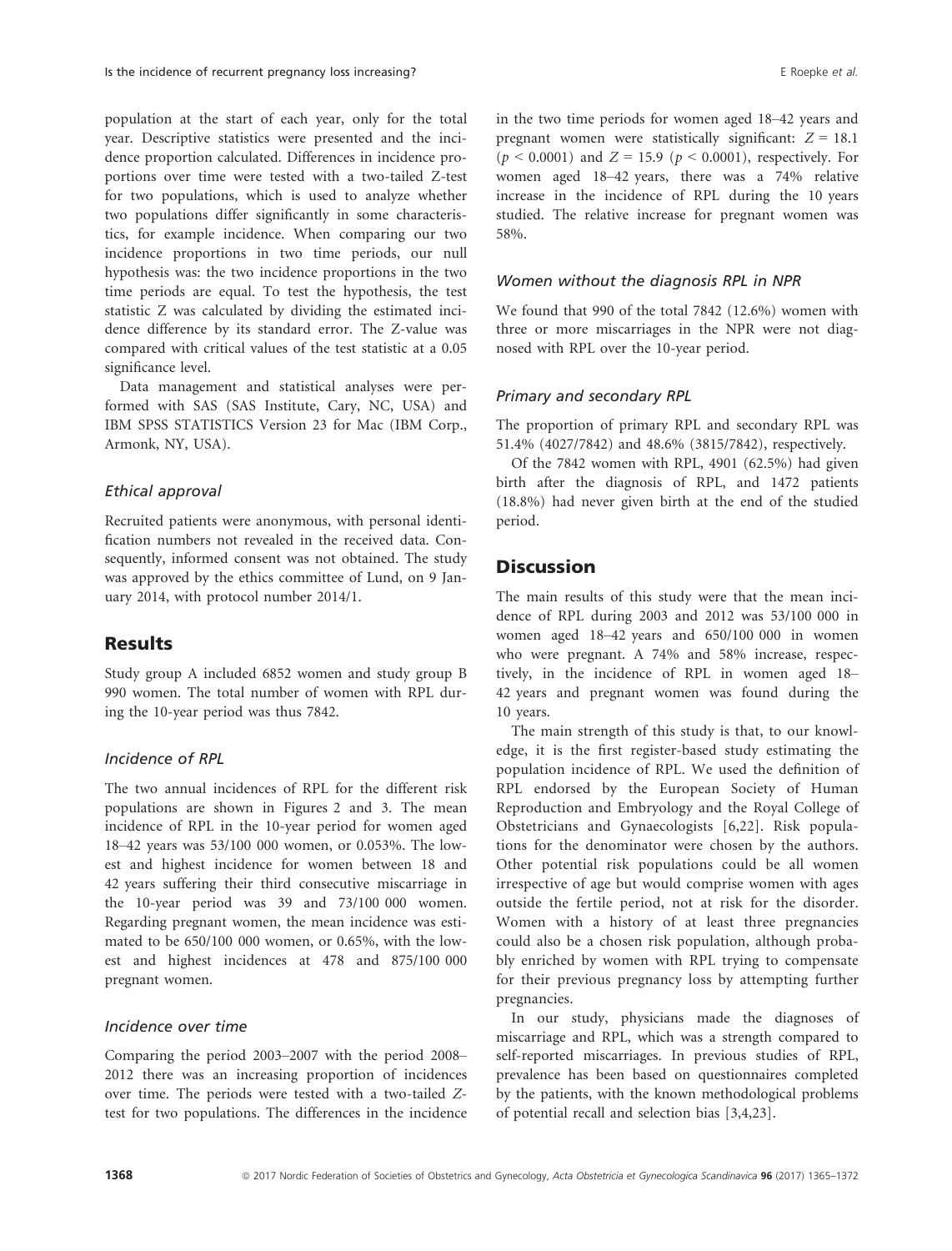population at the start of each year, only for the total year. Descriptive statistics were presented and the incidence proportion calculated. Differences in incidence proportions over time were tested with a two-tailed Z-test for two populations, which is used to analyze whether two populations differ significantly in some characteristics, for example incidence. When comparing our two incidence proportions in two time periods, our null hypothesis was: the two incidence proportions in the two time periods are equal. To test the hypothesis, the test statistic Z was calculated by dividing the estimated incidence difference by its standard error. The Z-value was compared with critical values of the test statistic at a 0.05 significance level.

Data management and statistical analyses were performed with SAS (SAS Institute, Cary, NC, USA) and IBM SPSS STATISTICS Version 23 for Mac (IBM Corp., Armonk, NY, USA).

### Ethical approval

Recruited patients were anonymous, with personal identification numbers not revealed in the received data. Consequently, informed consent was not obtained. The study was approved by the ethics committee of Lund, on 9 January 2014, with protocol number 2014/1.

## Results

Study group A included 6852 women and study group B 990 women. The total number of women with RPL during the 10-year period was thus 7842.

### Incidence of RPL

The two annual incidences of RPL for the different risk populations are shown in Figures 2 and 3. The mean incidence of RPL in the 10-year period for women aged 18–42 years was 53/100 000 women, or 0.053%. The lowest and highest incidence for women between 18 and 42 years suffering their third consecutive miscarriage in the 10-year period was 39 and 73/100 000 women. Regarding pregnant women, the mean incidence was estimated to be 650/100 000 women, or 0.65%, with the lowest and highest incidences at 478 and 875/100 000 pregnant women.

### Incidence over time

Comparing the period 2003–2007 with the period 2008–2012 there was an increasing proportion of incidences over time. The periods were tested with a two-tailed Z-test for two populations. The differences in the incidence in the two time periods for women aged 18–42 years and pregnant women were statistically significant: $Z = 18.1$ ($p < 0.0001$) and $Z = 15.9$ ($p < 0.0001$), respectively. For women aged 18–42 years, there was a 74% relative increase in the incidence of RPL during the 10 years studied. The relative increase for pregnant women was 58%.

### Women without the diagnosis RPL in NPR

We found that 990 of the total 7842 (12.6%) women with three or more miscarriages in the NPR were not diagnosed with RPL over the 10-year period.

### Primary and secondary RPL

The proportion of primary RPL and secondary RPL was 51.4% (4027/7842) and 48.6% (3815/7842), respectively.

Of the 7842 women with RPL, 4901 (62.5%) had given birth after the diagnosis of RPL, and 1472 patients (18.8%) had never given birth at the end of the studied period.

## Discussion

The main results of this study were that the mean incidence of RPL during 2003 and 2012 was 53/100 000 in women aged 18–42 years and 650/100 000 in women who were pregnant. A 74% and 58% increase, respectively, in the incidence of RPL in women aged 18–42 years and pregnant women was found during the 10 years.

The main strength of this study is that, to our knowledge, it is the first register-based study estimating the population incidence of RPL. We used the definition of RPL endorsed by the European Society of Human Reproduction and Embryology and the Royal College of Obstetricians and Gynaecologists [6,22]. Risk populations for the denominator were chosen by the authors. Other potential risk populations could be all women irrespective of age but would comprise women with ages outside the fertile period, not at risk for the disorder. Women with a history of at least three pregnancies could also be a chosen risk population, although probably enriched by women with RPL trying to compensate for their previous pregnancy loss by attempting further pregnancies.

In our study, physicians made the diagnoses of miscarriage and RPL, which was a strength compared to self-reported miscarriages. In previous studies of RPL, prevalence has been based on questionnaires completed by the patients, with the known methodological problems of potential recall and selection bias [3,4,23].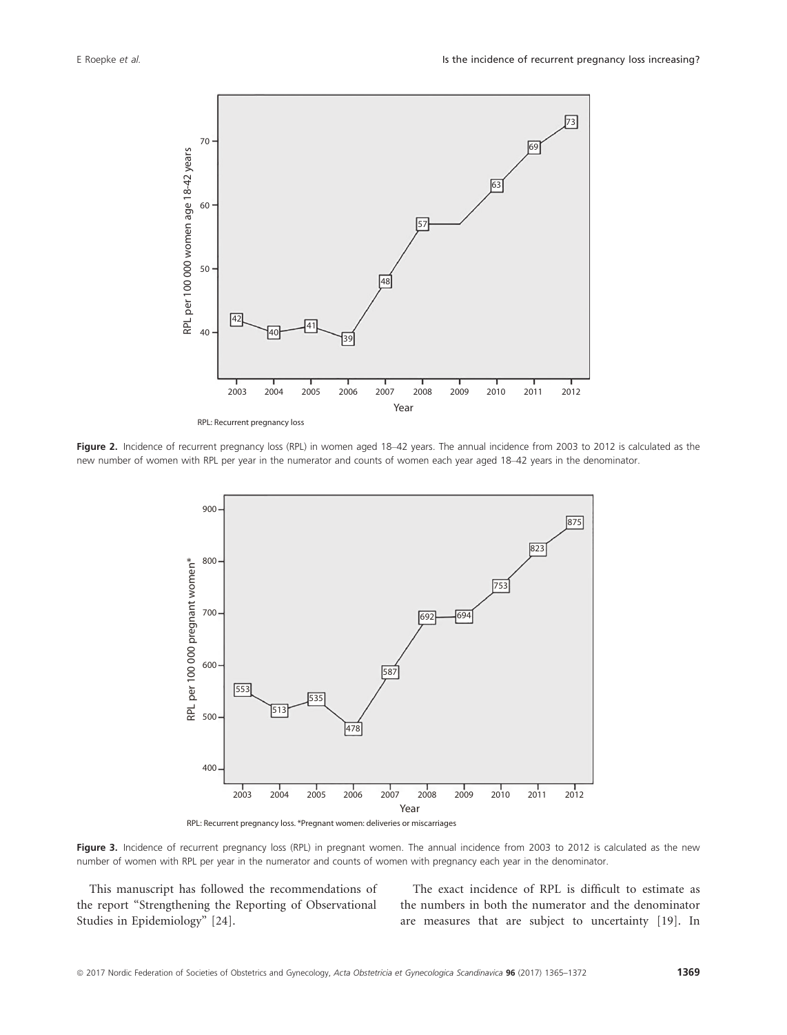Figure 2. Incidence of recurrent pregnancy loss (RPL) in women aged 18–42 years. The annual incidence from 2003 to 2012 is calculated as the new number of women with RPL per year in the numerator and counts of women each year aged 18–42 years in the denominator.

Figure 3. Incidence of recurrent pregnancy loss (RPL) in pregnant women. The annual incidence from 2003 to 2012 is calculated as the new number of women with RPL per year in the numerator and counts of women with pregnancy each year in the denominator.

This manuscript has followed the recommendations of the report "Strengthening the Reporting of Observational Studies in Epidemiology" [24].

The exact incidence of RPL is difficult to estimate as the numbers in both the numerator and the denominator are measures that are subject to uncertainty [19]. In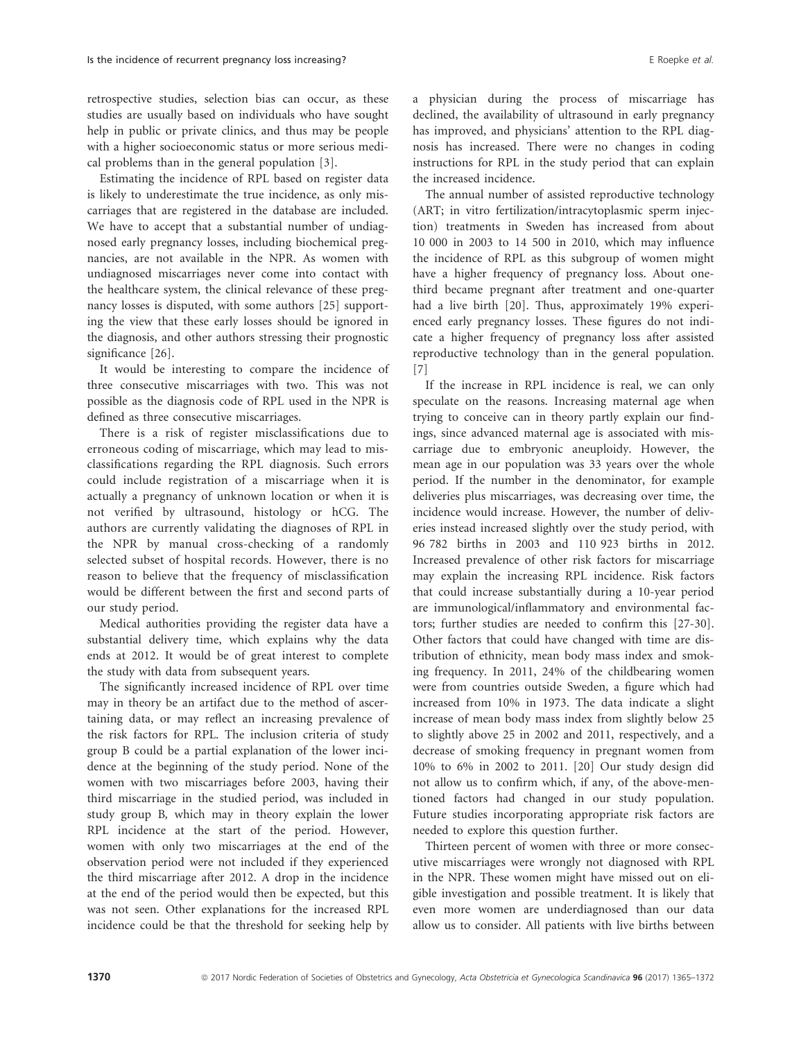retrospective studies, selection bias can occur, as these studies are usually based on individuals who have sought help in public or private clinics, and thus may be people with a higher socioeconomic status or more serious medical problems than in the general population [3].

Estimating the incidence of RPL based on register data is likely to underestimate the true incidence, as only miscarriages that are registered in the database are included. We have to accept that a substantial number of undiagnosed early pregnancy losses, including biochemical pregnancies, are not available in the NPR. As women with undiagnosed miscarriages never come into contact with the healthcare system, the clinical relevance of these pregnancy losses is disputed, with some authors [25] supporting the view that these early losses should be ignored in the diagnosis, and other authors stressing their prognostic significance [26].

It would be interesting to compare the incidence of three consecutive miscarriages with two. This was not possible as the diagnosis code of RPL used in the NPR is defined as three consecutive miscarriages.

There is a risk of register misclassifications due to erroneous coding of miscarriage, which may lead to misclassifications regarding the RPL diagnosis. Such errors could include registration of a miscarriage when it is actually a pregnancy of unknown location or when it is not verified by ultrasound, histology or hCG. The authors are currently validating the diagnoses of RPL in the NPR by manual cross-checking of a randomly selected subset of hospital records. However, there is no reason to believe that the frequency of misclassification would be different between the first and second parts of our study period.

Medical authorities providing the register data have a substantial delivery time, which explains why the data ends at 2012. It would be of great interest to complete the study with data from subsequent years.

The significantly increased incidence of RPL over time may in theory be an artifact due to the method of ascertaining data, or may reflect an increasing prevalence of the risk factors for RPL. The inclusion criteria of study group B could be a partial explanation of the lower incidence at the beginning of the study period. None of the women with two miscarriages before 2003, having their third miscarriage in the studied period, was included in study group B, which may in theory explain the lower RPL incidence at the start of the period. However, women with only two miscarriages at the end of the observation period were not included if they experienced the third miscarriage after 2012. A drop in the incidence at the end of the period would then be expected, but this was not seen. Other explanations for the increased RPL incidence could be that the threshold for seeking help by a physician during the process of miscarriage has declined, the availability of ultrasound in early pregnancy has improved, and physicians' attention to the RPL diagnosis has increased. There were no changes in coding instructions for RPL in the study period that can explain the increased incidence.

The annual number of assisted reproductive technology (ART; in vitro fertilization/intracytoplasmic sperm injection) treatments in Sweden has increased from about 10 000 in 2003 to 14 500 in 2010, which may influence the incidence of RPL as this subgroup of women might have a higher frequency of pregnancy loss. About one-third became pregnant after treatment and one-quarter had a live birth [20]. Thus, approximately 19% experienced early pregnancy losses. These figures do not indicate a higher frequency of pregnancy loss after assisted reproductive technology than in the general population. [7]

If the increase in RPL incidence is real, we can only speculate on the reasons. Increasing maternal age when trying to conceive can in theory partly explain our findings, since advanced maternal age is associated with miscarriage due to embryonic aneuploidy. However, the mean age in our population was 33 years over the whole period. If the number in the denominator, for example deliveries plus miscarriages, was decreasing over time, the incidence would increase. However, the number of deliveries instead increased slightly over the study period, with 96 782 births in 2003 and 110 923 births in 2012. Increased prevalence of other risk factors for miscarriage may explain the increasing RPL incidence. Risk factors that could increase substantially during a 10-year period are immunological/inflammatory and environmental factors; further studies are needed to confirm this [27-30]. Other factors that could have changed with time are distribution of ethnicity, mean body mass index and smoking frequency. In 2011, 24% of the childbearing women were from countries outside Sweden, a figure which had increased from 10% in 1973. The data indicate a slight increase of mean body mass index from slightly below 25 to slightly above 25 in 2002 and 2011, respectively, and a decrease of smoking frequency in pregnant women from 10% to 6% in 2002 to 2011. [20] Our study design did not allow us to confirm which, if any, of the above-mentioned factors had changed in our study population. Future studies incorporating appropriate risk factors are needed to explore this question further.

Thirteen percent of women with three or more consecutive miscarriages were wrongly not diagnosed with RPL in the NPR. These women might have missed out on eligible investigation and possible treatment. It is likely that even more women are underdiagnosed than our data allow us to consider. All patients with live births between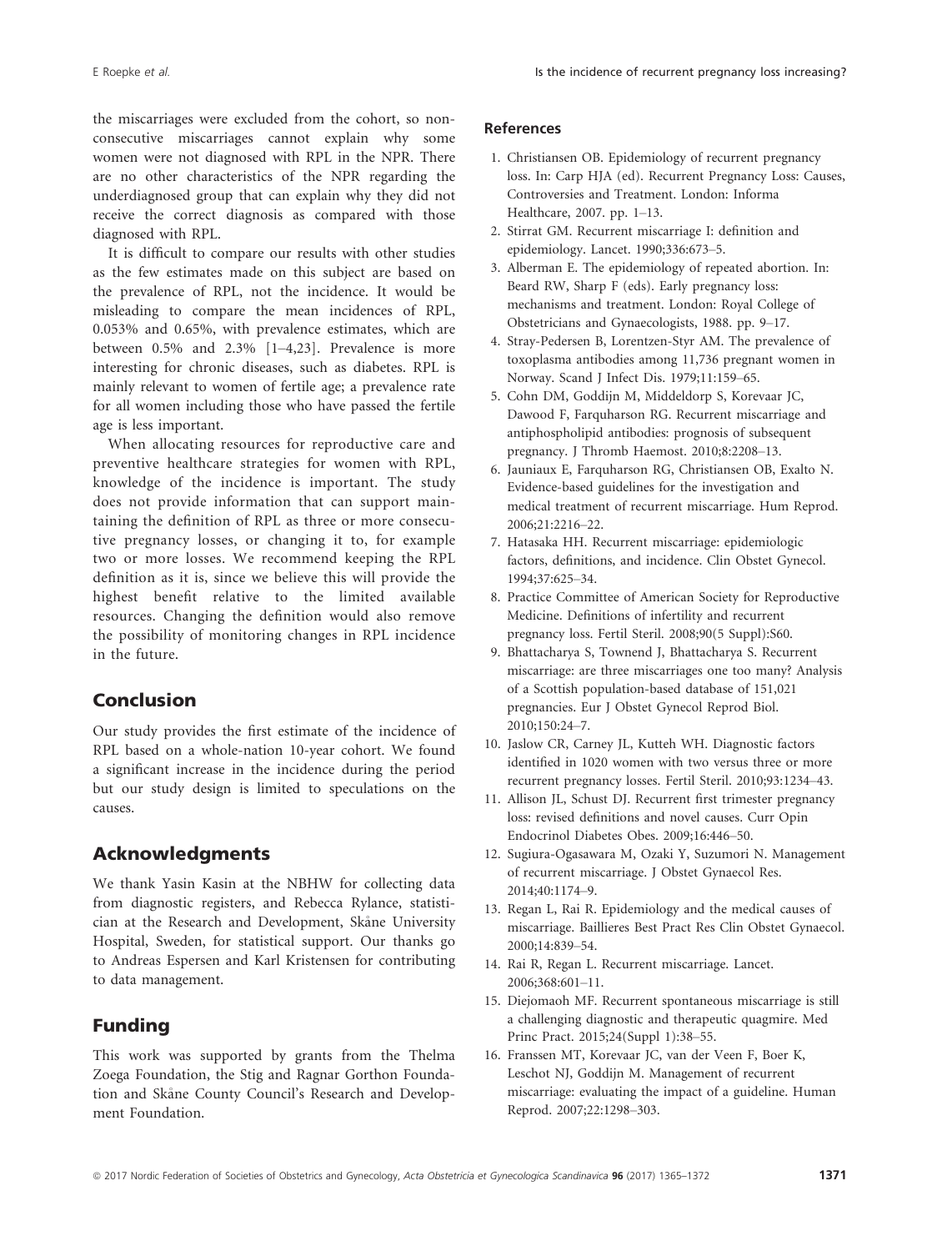the miscarriages were excluded from the cohort, so non-consecutive miscarriages cannot explain why some women were not diagnosed with RPL in the NPR. There are no other characteristics of the NPR regarding the underdiagnosed group that can explain why they did not receive the correct diagnosis as compared with those diagnosed with RPL.

It is difficult to compare our results with other studies as the few estimates made on this subject are based on the prevalence of RPL, not the incidence. It would be misleading to compare the mean incidences of RPL, 0.053% and 0.65%, with prevalence estimates, which are between 0.5% and 2.3% [1–4,23]. Prevalence is more interesting for chronic diseases, such as diabetes. RPL is mainly relevant to women of fertile age; a prevalence rate for all women including those who have passed the fertile age is less important.

When allocating resources for reproductive care and preventive healthcare strategies for women with RPL, knowledge of the incidence is important. The study does not provide information that can support maintaining the definition of RPL as three or more consecutive pregnancy losses, or changing it to, for example two or more losses. We recommend keeping the RPL definition as it is, since we believe this will provide the highest benefit relative to the limited available resources. Changing the definition would also remove the possibility of monitoring changes in RPL incidence in the future.

## Conclusion

Our study provides the first estimate of the incidence of RPL based on a whole-nation 10-year cohort. We found a significant increase in the incidence during the period but our study design is limited to speculations on the causes.

## Acknowledgments

We thank Yasin Kasin at the NBHW for collecting data from diagnostic registers, and Rebecca Rylance, statistician at the Research and Development, Skåne University Hospital, Sweden, for statistical support. Our thanks go to Andreas Espersen and Karl Kristensen for contributing to data management.

## Funding

This work was supported by grants from the Thelma Zoega Foundation, the Stig and Ragnar Gorthon Foundation and Skåne County Council's Research and Development Foundation.

## References

1. Christiansen OB. Epidemiology of recurrent pregnancy loss. In: Carp HJA (ed). Recurrent Pregnancy Loss: Causes, Controversies and Treatment. London: Informa Healthcare, 2007. pp. 1–13.
2. Stirrat GM. Recurrent miscarriage I: definition and epidemiology. Lancet. 1990;336:673–5.
3. Alberman E. The epidemiology of repeated abortion. In: Beard RW, Sharp F (eds). Early pregnancy loss: mechanisms and treatment. London: Royal College of Obstetricians and Gynaecologists, 1988. pp. 9–17.
4. Stray-Pedersen B, Lorentzen-Styr AM. The prevalence of toxoplasma antibodies among 11,736 pregnant women in Norway. Scand J Infect Dis. 1979;11:159–65.
5. Cohn DM, Goddijn M, Middeldorp S, Korevaar JC, Dawood F, Farquharson RG. Recurrent miscarriage and antiphospholipid antibodies: prognosis of subsequent pregnancy. J Thromb Haemost. 2010;8:2208–13.
6. Jauniaux E, Farquharson RG, Christiansen OB, Exalto N. Evidence-based guidelines for the investigation and medical treatment of recurrent miscarriage. Hum Reprod. 2006;21:2216–22.
7. Hatasaka HH. Recurrent miscarriage: epidemiologic factors, definitions, and incidence. Clin Obstet Gynecol. 1994;37:625–34.
8. Practice Committee of American Society for Reproductive Medicine. Definitions of infertility and recurrent pregnancy loss. Fertil Steril. 2008;90(5 Suppl):S60.
9. Bhattacharya S, Townend J, Bhattacharya S. Recurrent miscarriage: are three miscarriages one too many? Analysis of a Scottish population-based database of 151,021 pregnancies. Eur J Obstet Gynecol Reprod Biol. 2010;150:24–7.
10. Jaslow CR, Carney JL, Kutteh WH. Diagnostic factors identified in 1020 women with two versus three or more recurrent pregnancy losses. Fertil Steril. 2010;93:1234–43.
11. Allison JL, Schust DJ. Recurrent first trimester pregnancy loss: revised definitions and novel causes. Curr Opin Endocrinol Diabetes Obes. 2009;16:446–50.
12. Sugiura-Ogasawara M, Ozaki Y, Suzumori N. Management of recurrent miscarriage. J Obstet Gynaecol Res. 2014;40:1174–9.
13. Regan L, Rai R. Epidemiology and the medical causes of miscarriage. Baillieres Best Pract Res Clin Obstet Gynaecol. 2000;14:839–54.
14. Rai R, Regan L. Recurrent miscarriage. Lancet. 2006;368:601–11.
15. Diejomaoh MF. Recurrent spontaneous miscarriage is still a challenging diagnostic and therapeutic quagmire. Med Princ Pract. 2015;24(Suppl 1):38–55.
16. Franssen MT, Korevaar JC, van der Veen F, Boer K, Leschot NJ, Goddijn M. Management of recurrent miscarriage: evaluating the impact of a guideline. Human Reprod. 2007;22:1298–303.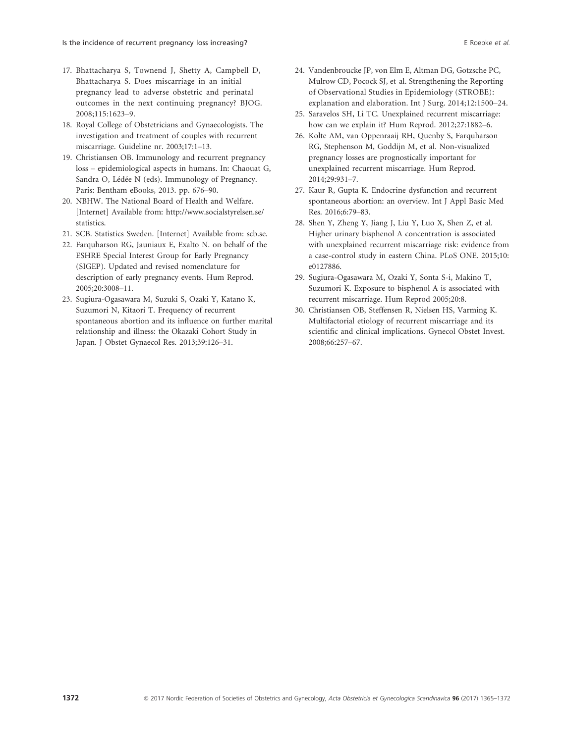17. Bhattacharya S, Townend J, Shetty A, Campbell D, Bhattacharya S. Does miscarriage in an initial pregnancy lead to adverse obstetric and perinatal outcomes in the next continuing pregnancy? BJOG. 2008;115:1623–9.
18. Royal College of Obstetricians and Gynaecologists. The investigation and treatment of couples with recurrent miscarriage. Guideline nr. 2003;17:1–13.
19. Christiansen OB. Immunology and recurrent pregnancy loss – epidemiological aspects in humans. In: Chaouat G, Sandra O, Lédée N (eds). Immunology of Pregnancy. Paris: Bentham eBooks, 2013. pp. 676–90.
20. NBHW. The National Board of Health and Welfare. [Internet] Available from: http://www.socialstyrelsen.se/statistics.
21. SCB. Statistics Sweden. [Internet] Available from: scb.se.
22. Farquharson RG, Jauniaux E, Exalto N. on behalf of the ESHRE Special Interest Group for Early Pregnancy (SIGEP). Updated and revised nomenclature for description of early pregnancy events. Hum Reprod. 2005;20:3008–11.
23. Sugiura-Ogasawara M, Suzuki S, Ozaki Y, Katano K, Suzumori N, Kitaori T. Frequency of recurrent spontaneous abortion and its influence on further marital relationship and illness: the Okazaki Cohort Study in Japan. J Obstet Gynaecol Res. 2013;39:126–31.
24. Vandenbroucke JP, von Elm E, Altman DG, Gotzsche PC, Mulrow CD, Pocock SJ, et al. Strengthening the Reporting of Observational Studies in Epidemiology (STROBE): explanation and elaboration. Int J Surg. 2014;12:1500–24.
25. Saravelos SH, Li TC. Unexplained recurrent miscarriage: how can we explain it? Hum Reprod. 2012;27:1882–6.
26. Kolte AM, van Oppenraaij RH, Quenby S, Farquharson RG, Stephenson M, Goddijn M, et al. Non-visualized pregnancy losses are prognostically important for unexplained recurrent miscarriage. Hum Reprod. 2014;29:931–7.
27. Kaur R, Gupta K. Endocrine dysfunction and recurrent spontaneous abortion: an overview. Int J Appl Basic Med Res. 2016;6:79–83.
28. Shen Y, Zheng Y, Jiang J, Liu Y, Luo X, Shen Z, et al. Higher urinary bisphenol A concentration is associated with unexplained recurrent miscarriage risk: evidence from a case-control study in eastern China. PLoS ONE. 2015;10: e0127886.
29. Sugiura-Ogasawara M, Ozaki Y, Sonta S-i, Makino T, Suzumori K. Exposure to bisphenol A is associated with recurrent miscarriage. Hum Reprod 2005;20:8.
30. Christiansen OB, Steffensen R, Nielsen HS, Varming K. Multifactorial etiology of recurrent miscarriage and its scientific and clinical implications. Gynecol Obstet Invest. 2008;66:257–67.